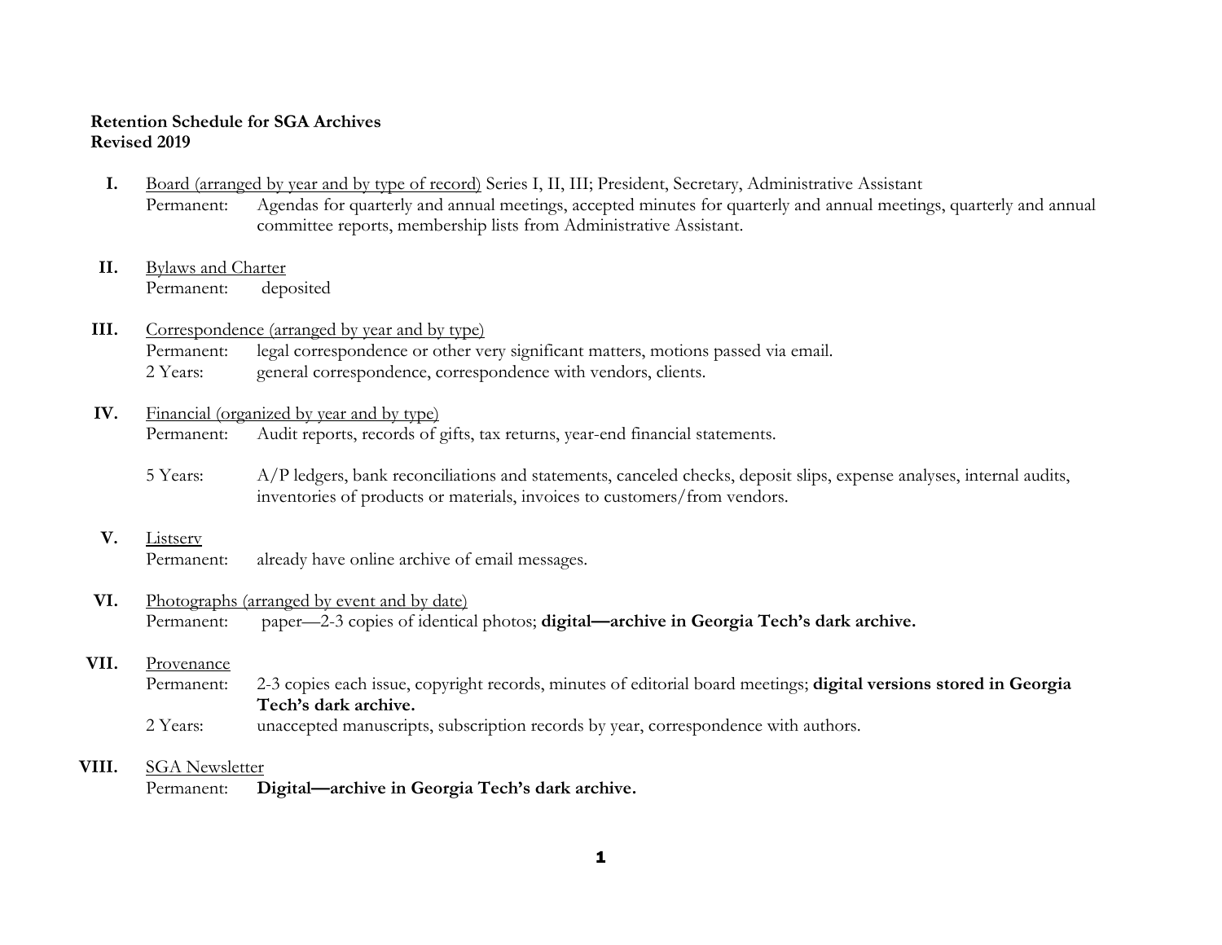**Retention Schedule for SGA Archives**
**Revised 2019**

**I.** Board (arranged by year and by type of record) Series I, II, III; President, Secretary, Administrative Assistant
Permanent: Agendas for quarterly and annual meetings, accepted minutes for quarterly and annual meetings, quarterly and annual committee reports, membership lists from Administrative Assistant.

**II.** Bylaws and Charter
Permanent: deposited

**III.** Correspondence (arranged by year and by type)
Permanent: legal correspondence or other very significant matters, motions passed via email.
2 Years: general correspondence, correspondence with vendors, clients.

**IV.** Financial (organized by year and by type)
Permanent: Audit reports, records of gifts, tax returns, year-end financial statements.

5 Years: A/P ledgers, bank reconciliations and statements, canceled checks, deposit slips, expense analyses, internal audits, inventories of products or materials, invoices to customers/from vendors.

**V.** Listserv
Permanent: already have online archive of email messages.

**VI.** Photographs (arranged by event and by date)
Permanent: paper—2-3 copies of identical photos; **digital—archive in Georgia Tech's dark archive.**

**VII.** Provenance
Permanent: 2-3 copies each issue, copyright records, minutes of editorial board meetings; **digital versions stored in Georgia Tech's dark archive.**
2 Years: unaccepted manuscripts, subscription records by year, correspondence with authors.

**VIII.** SGA Newsletter
Permanent: **Digital—archive in Georgia Tech's dark archive.**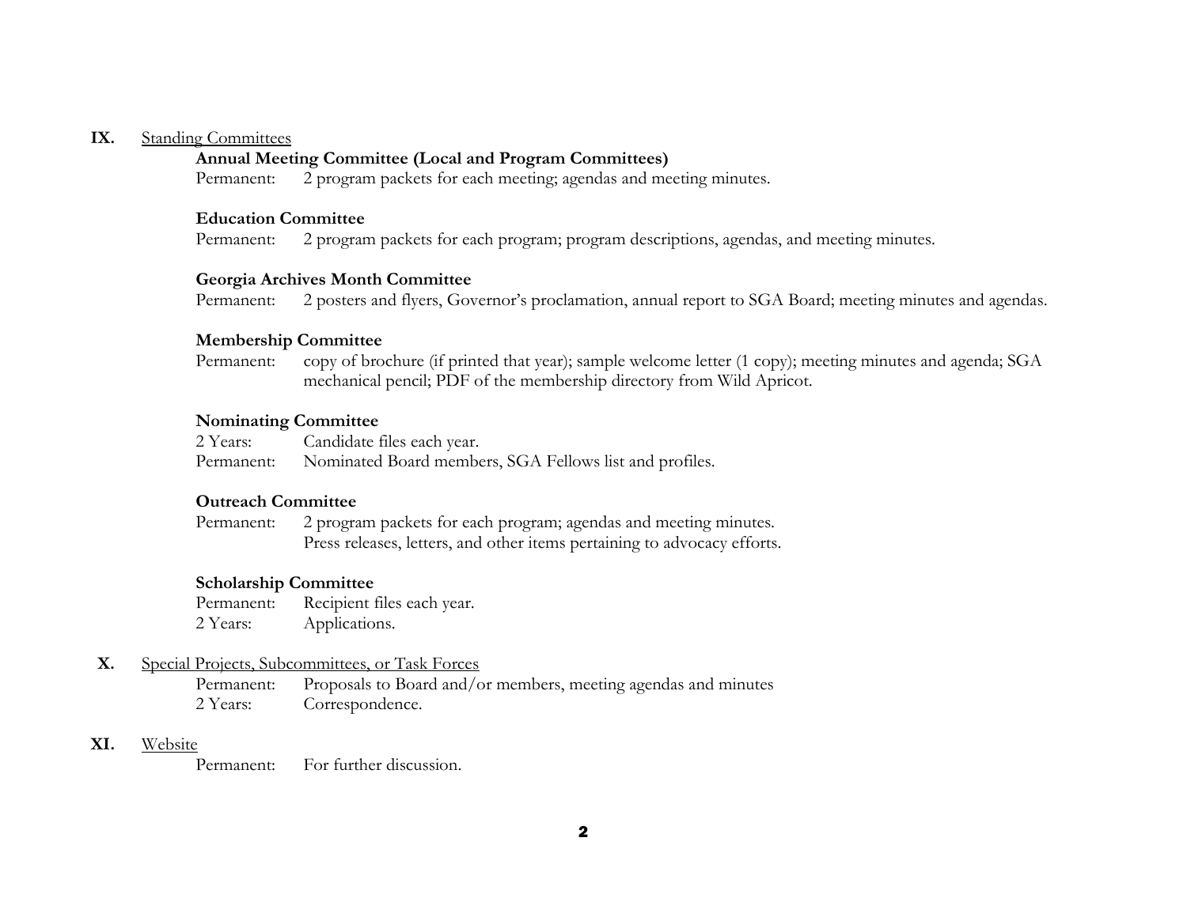**IX.** Standing Committees

**Annual Meeting Committee (Local and Program Committees)**

Permanent: 2 program packets for each meeting; agendas and meeting minutes.

**Education Committee**

Permanent: 2 program packets for each program; program descriptions, agendas, and meeting minutes.

**Georgia Archives Month Committee**

Permanent: 2 posters and flyers, Governor's proclamation, annual report to SGA Board; meeting minutes and agendas.

**Membership Committee**

Permanent: copy of brochure (if printed that year); sample welcome letter (1 copy); meeting minutes and agenda; SGA mechanical pencil; PDF of the membership directory from Wild Apricot.

**Nominating Committee**

2 Years: Candidate files each year.
Permanent: Nominated Board members, SGA Fellows list and profiles.

**Outreach Committee**

Permanent: 2 program packets for each program; agendas and meeting minutes.
Press releases, letters, and other items pertaining to advocacy efforts.

**Scholarship Committee**

Permanent: Recipient files each year.
2 Years: Applications.

**X.** Special Projects, Subcommittees, or Task Forces

Permanent: Proposals to Board and/or members, meeting agendas and minutes
2 Years: Correspondence.

**XI.** Website

Permanent: For further discussion.